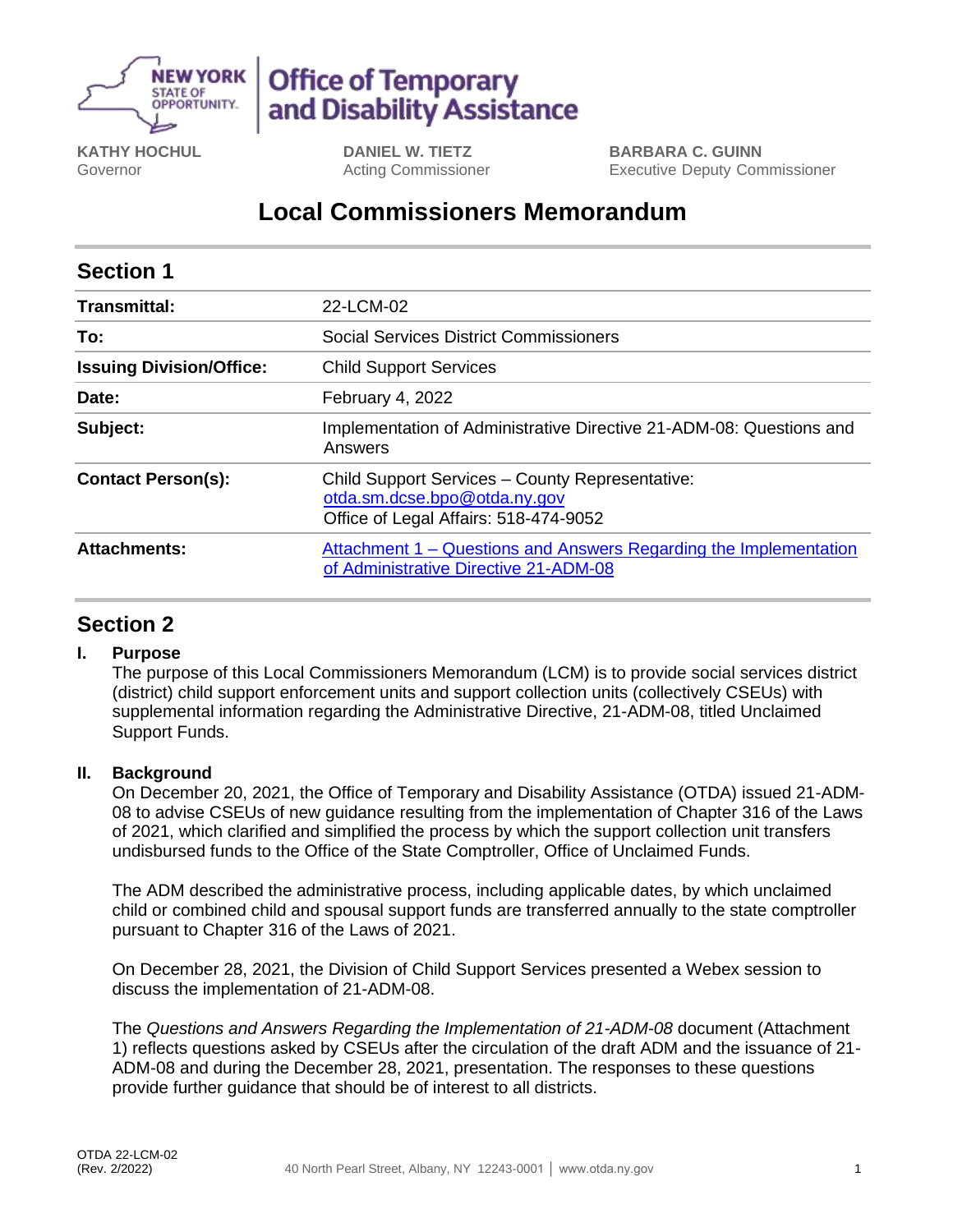**Office of Temporary and Disability Assistance**

**KATHY HOCHUL**
Governor

**DANIEL W. TIETZ**
Acting Commissioner

**BARBARA C. GUINN**
Executive Deputy Commissioner

# Local Commissioners Memorandum

## Section 1

| | |
|---|---|
| **Transmittal:** | 22-LCM-02 |
| **To:** | Social Services District Commissioners |
| **Issuing Division/Office:** | Child Support Services |
| **Date:** | February 4, 2022 |
| **Subject:** | Implementation of Administrative Directive 21-ADM-08: Questions and Answers |
| **Contact Person(s):** | Child Support Services – County Representative: otda.sm.dcse.bpo@otda.ny.gov<br>Office of Legal Affairs: 518-474-9052 |
| **Attachments:** | Attachment 1 – Questions and Answers Regarding the Implementation of Administrative Directive 21-ADM-08 |

## Section 2

### I. Purpose

The purpose of this Local Commissioners Memorandum (LCM) is to provide social services district (district) child support enforcement units and support collection units (collectively CSEUs) with supplemental information regarding the Administrative Directive, 21-ADM-08, titled Unclaimed Support Funds.

### II. Background

On December 20, 2021, the Office of Temporary and Disability Assistance (OTDA) issued 21-ADM-08 to advise CSEUs of new guidance resulting from the implementation of Chapter 316 of the Laws of 2021, which clarified and simplified the process by which the support collection unit transfers undisbursed funds to the Office of the State Comptroller, Office of Unclaimed Funds.

The ADM described the administrative process, including applicable dates, by which unclaimed child or combined child and spousal support funds are transferred annually to the state comptroller pursuant to Chapter 316 of the Laws of 2021.

On December 28, 2021, the Division of Child Support Services presented a Webex session to discuss the implementation of 21-ADM-08.

The *Questions and Answers Regarding the Implementation of 21-ADM-08* document (Attachment 1) reflects questions asked by CSEUs after the circulation of the draft ADM and the issuance of 21-ADM-08 and during the December 28, 2021, presentation. The responses to these questions provide further guidance that should be of interest to all districts.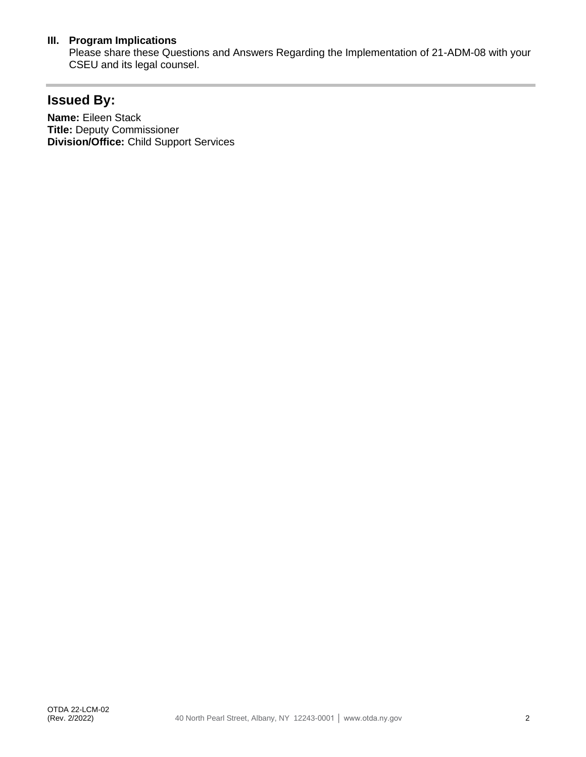### III. Program Implications

Please share these Questions and Answers Regarding the Implementation of 21-ADM-08 with your CSEU and its legal counsel.

---

## Issued By:

**Name:** Eileen Stack
**Title:** Deputy Commissioner
**Division/Office:** Child Support Services